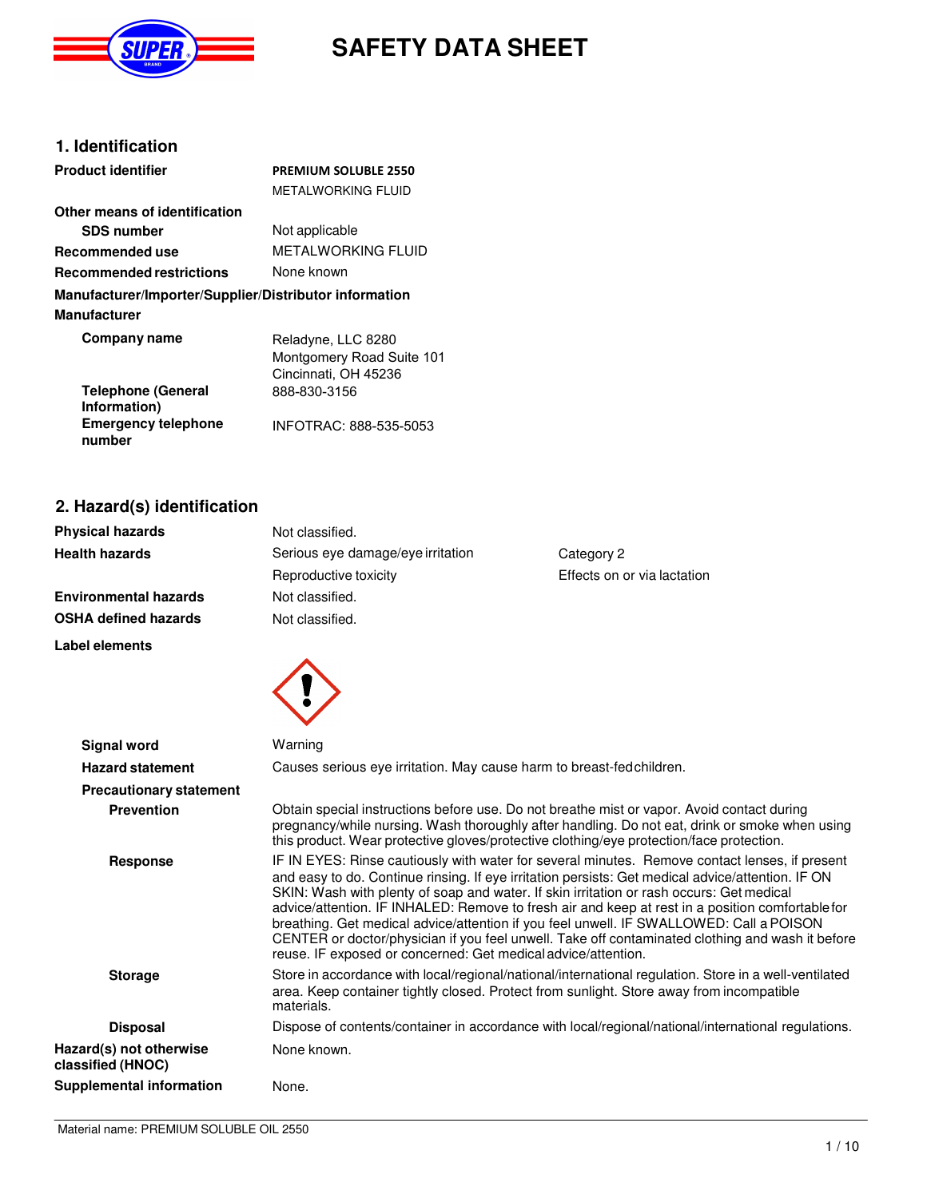# SAFETY DATA SHEET

## 1. Identification

| | |
|---|---|
| **Product identifier** | **PREMIUM SOLUBLE 2550** |
| | METALWORKING FLUID |
| **Other means of identification** | |
| **SDS number** | Not applicable |
| **Recommended use** | METALWORKING FLUID |
| **Recommended restrictions** | None known |

**Manufacturer/Importer/Supplier/Distributor information**

**Manufacturer**

| | |
|---|---|
| **Company name** | Reladyne, LLC 8280 Montgomery Road Suite 101 Cincinnati, OH 45236 |
| **Telephone (General Information)** | 888-830-3156 |
| **Emergency telephone number** | INFOTRAC: 888-535-5053 |

## 2. Hazard(s) identification

| | | |
|---|---|---|
| **Physical hazards** | Not classified. | |
| **Health hazards** | Serious eye damage/eye irritation | Category 2 |
| | Reproductive toxicity | Effects on or via lactation |
| **Environmental hazards** | Not classified. | |
| **OSHA defined hazards** | Not classified. | |

**Label elements**

**Signal word** Warning

**Hazard statement** Causes serious eye irritation. May cause harm to breast-fed children.

**Precautionary statement**

**Prevention** Obtain special instructions before use. Do not breathe mist or vapor. Avoid contact during pregnancy/while nursing. Wash thoroughly after handling. Do not eat, drink or smoke when using this product. Wear protective gloves/protective clothing/eye protection/face protection.

**Response** IF IN EYES: Rinse cautiously with water for several minutes. Remove contact lenses, if present and easy to do. Continue rinsing. If eye irritation persists: Get medical advice/attention. IF ON SKIN: Wash with plenty of soap and water. If skin irritation or rash occurs: Get medical advice/attention. IF INHALED: Remove to fresh air and keep at rest in a position comfortable for breathing. Get medical advice/attention if you feel unwell. IF SWALLOWED: Call a POISON CENTER or doctor/physician if you feel unwell. Take off contaminated clothing and wash it before reuse. IF exposed or concerned: Get medical advice/attention.

**Storage** Store in accordance with local/regional/national/international regulation. Store in a well-ventilated area. Keep container tightly closed. Protect from sunlight. Store away from incompatible materials.

**Disposal** Dispose of contents/container in accordance with local/regional/national/international regulations.

**Hazard(s) not otherwise classified (HNOC)** None known.

**Supplemental information** None.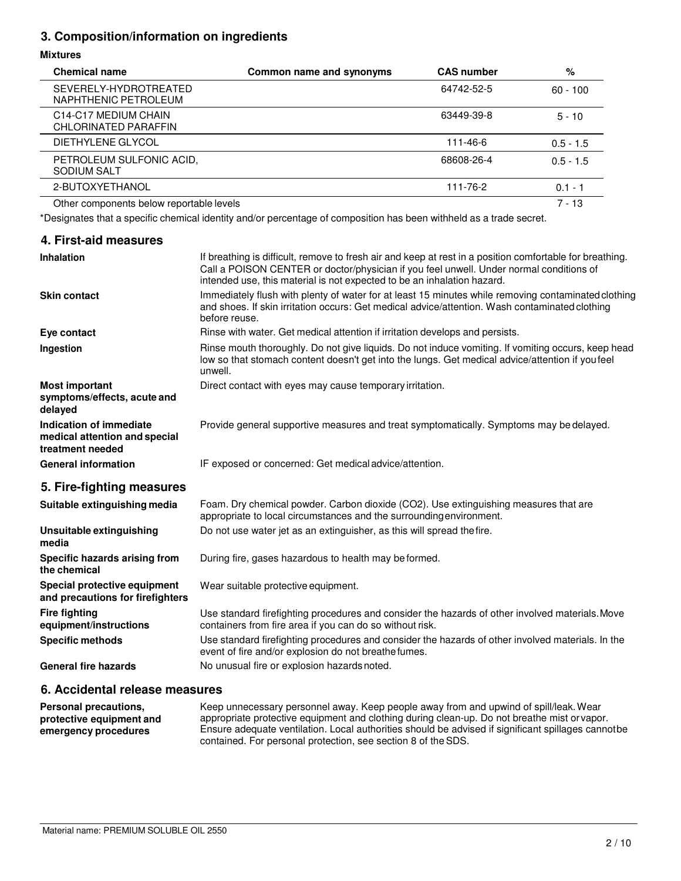## 3. Composition/information on ingredients

**Mixtures**

| Chemical name | Common name and synonyms | CAS number | % |
|---|---|---|---|
| SEVERELY-HYDROTREATED NAPHTHENIC PETROLEUM | | 64742-52-5 | 60 - 100 |
| C14-C17 MEDIUM CHAIN CHLORINATED PARAFFIN | | 63449-39-8 | 5 - 10 |
| DIETHYLENE GLYCOL | | 111-46-6 | 0.5 - 1.5 |
| PETROLEUM SULFONIC ACID, SODIUM SALT | | 68608-26-4 | 0.5 - 1.5 |
| 2-BUTOXYETHANOL | | 111-76-2 | 0.1 - 1 |
| Other components below reportable levels | | | 7 - 13 |

*Designates that a specific chemical identity and/or percentage of composition has been withheld as a trade secret.

## 4. First-aid measures

**Inhalation**
If breathing is difficult, remove to fresh air and keep at rest in a position comfortable for breathing. Call a POISON CENTER or doctor/physician if you feel unwell. Under normal conditions of intended use, this material is not expected to be an inhalation hazard.

**Skin contact**
Immediately flush with plenty of water for at least 15 minutes while removing contaminated clothing and shoes. If skin irritation occurs: Get medical advice/attention. Wash contaminated clothing before reuse.

**Eye contact**
Rinse with water. Get medical attention if irritation develops and persists.

**Ingestion**
Rinse mouth thoroughly. Do not give liquids. Do not induce vomiting. If vomiting occurs, keep head low so that stomach content doesn't get into the lungs. Get medical advice/attention if you feel unwell.

**Most important symptoms/effects, acute and delayed**
Direct contact with eyes may cause temporary irritation.

**Indication of immediate medical attention and special treatment needed**
Provide general supportive measures and treat symptomatically. Symptoms may be delayed.

**General information**
IF exposed or concerned: Get medical advice/attention.

## 5. Fire-fighting measures

**Suitable extinguishing media**
Foam. Dry chemical powder. Carbon dioxide ($CO_2$). Use extinguishing measures that are appropriate to local circumstances and the surrounding environment.

**Unsuitable extinguishing media**
Do not use water jet as an extinguisher, as this will spread the fire.

**Specific hazards arising from the chemical**
During fire, gases hazardous to health may be formed.

**Special protective equipment and precautions for firefighters**
Wear suitable protective equipment.

**Fire fighting equipment/instructions**
Use standard firefighting procedures and consider the hazards of other involved materials. Move containers from fire area if you can do so without risk.

**Specific methods**
Use standard firefighting procedures and consider the hazards of other involved materials. In the event of fire and/or explosion do not breathe fumes.

**General fire hazards**
No unusual fire or explosion hazards noted.

## 6. Accidental release measures

**Personal precautions, protective equipment and emergency procedures**
Keep unnecessary personnel away. Keep people away from and upwind of spill/leak. Wear appropriate protective equipment and clothing during clean-up. Do not breathe mist or vapor. Ensure adequate ventilation. Local authorities should be advised if significant spillages cannot be contained. For personal protection, see section 8 of the SDS.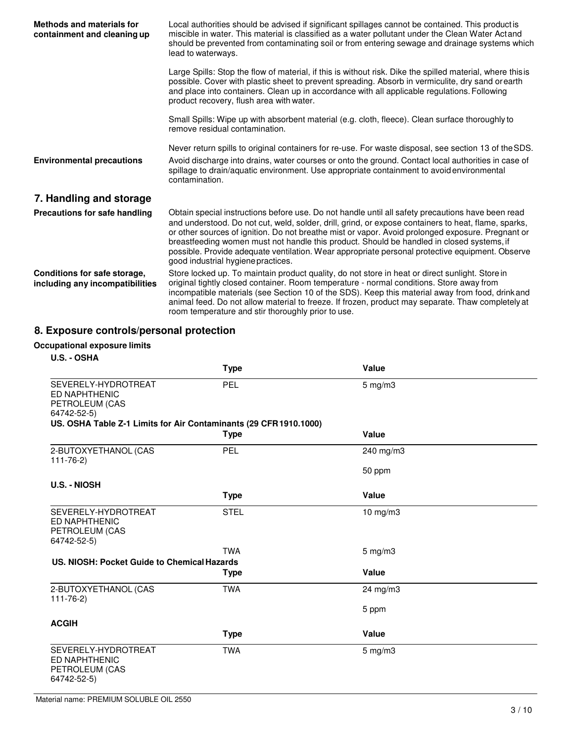**Methods and materials for containment and cleaning up**

Local authorities should be advised if significant spillages cannot be contained. This product is miscible in water. This material is classified as a water pollutant under the Clean Water Act and should be prevented from contaminating soil or from entering sewage and drainage systems which lead to waterways.

Large Spills: Stop the flow of material, if this is without risk. Dike the spilled material, where this is possible. Cover with plastic sheet to prevent spreading. Absorb in vermiculite, dry sand or earth and place into containers. Clean up in accordance with all applicable regulations. Following product recovery, flush area with water.

Small Spills: Wipe up with absorbent material (e.g. cloth, fleece). Clean surface thoroughly to remove residual contamination.

Never return spills to original containers for re-use. For waste disposal, see section 13 of the SDS.

**Environmental precautions**

Avoid discharge into drains, water courses or onto the ground. Contact local authorities in case of spillage to drain/aquatic environment. Use appropriate containment to avoid environmental contamination.

## 7. Handling and storage

**Precautions for safe handling**

Obtain special instructions before use. Do not handle until all safety precautions have been read and understood. Do not cut, weld, solder, drill, grind, or expose containers to heat, flame, sparks, or other sources of ignition. Do not breathe mist or vapor. Avoid prolonged exposure. Pregnant or breastfeeding women must not handle this product. Should be handled in closed systems, if possible. Provide adequate ventilation. Wear appropriate personal protective equipment. Observe good industrial hygiene practices.

**Conditions for safe storage, including any incompatibilities**

Store locked up. To maintain product quality, do not store in heat or direct sunlight. Store in original tightly closed container. Room temperature - normal conditions. Store away from incompatible materials (see Section 10 of the SDS). Keep this material away from food, drink and animal feed. Do not allow material to freeze. If frozen, product may separate. Thaw completely at room temperature and stir thoroughly prior to use.

## 8. Exposure controls/personal protection

**Occupational exposure limits**

**U.S. - OSHA**

| | Type | Value |
|---|---|---|
| SEVERELY-HYDROTREATED NAPHTHENIC PETROLEUM (CAS 64742-52-5) | PEL | 5 mg/m3 |

**US. OSHA Table Z-1 Limits for Air Contaminants (29 CFR 1910.1000)**

| | Type | Value |
|---|---|---|
| 2-BUTOXYETHANOL (CAS 111-76-2) | PEL | 240 mg/m3 |
| | | 50 ppm |

**U.S. - NIOSH**

| | Type | Value |
|---|---|---|
| SEVERELY-HYDROTREATED NAPHTHENIC PETROLEUM (CAS 64742-52-5) | STEL | 10 mg/m3 |
| | TWA | 5 mg/m3 |

**US. NIOSH: Pocket Guide to Chemical Hazards**

| | Type | Value |
|---|---|---|
| 2-BUTOXYETHANOL (CAS 111-76-2) | TWA | 24 mg/m3 |
| | | 5 ppm |

**ACGIH**

| | Type | Value |
|---|---|---|
| SEVERELY-HYDROTREATED NAPHTHENIC PETROLEUM (CAS 64742-52-5) | TWA | 5 mg/m3 |

Material name: PREMIUM SOLUBLE OIL 2550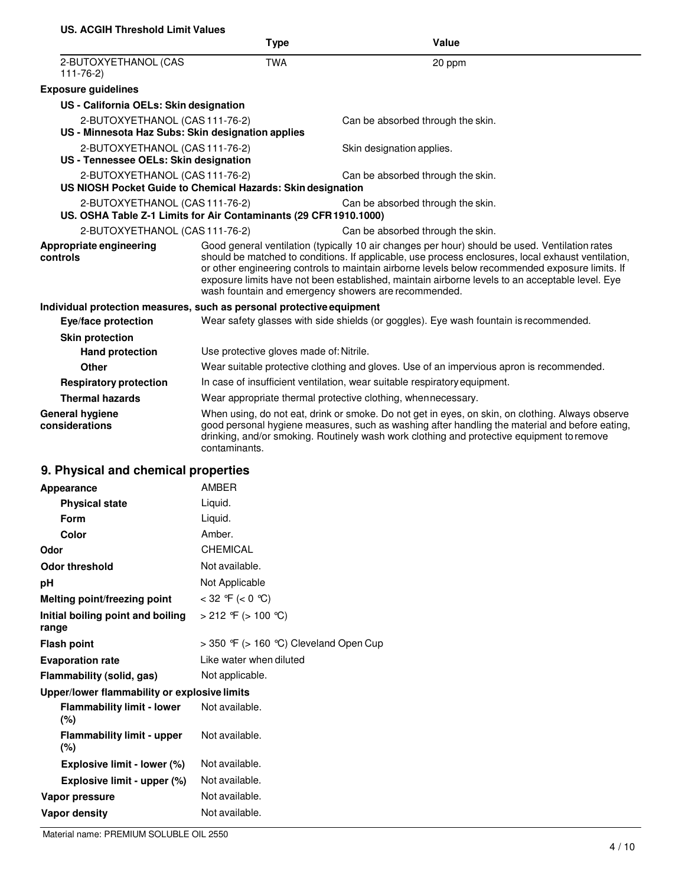**US. ACGIH Threshold Limit Values**

| | Type | Value |
|---|---|---|
| 2-BUTOXYETHANOL (CAS 111-76-2) | TWA | 20 ppm |

**Exposure guidelines**

**US - California OELs: Skin designation**

| | |
|---|---|
| 2-BUTOXYETHANOL (CAS 111-76-2) | Can be absorbed through the skin. |

**US - Minnesota Haz Subs: Skin designation applies**

| | |
|---|---|
| 2-BUTOXYETHANOL (CAS 111-76-2) | Skin designation applies. |

**US - Tennessee OELs: Skin designation**

| | |
|---|---|
| 2-BUTOXYETHANOL (CAS 111-76-2) | Can be absorbed through the skin. |

**US NIOSH Pocket Guide to Chemical Hazards: Skin designation**

| | |
|---|---|
| 2-BUTOXYETHANOL (CAS 111-76-2) | Can be absorbed through the skin. |

**US. OSHA Table Z-1 Limits for Air Contaminants (29 CFR 1910.1000)**

| | |
|---|---|
| 2-BUTOXYETHANOL (CAS 111-76-2) | Can be absorbed through the skin. |

**Appropriate engineering controls**
Good general ventilation (typically 10 air changes per hour) should be used. Ventilation rates should be matched to conditions. If applicable, use process enclosures, local exhaust ventilation, or other engineering controls to maintain airborne levels below recommended exposure limits. If exposure limits have not been established, maintain airborne levels to an acceptable level. Eye wash fountain and emergency showers are recommended.

**Individual protection measures, such as personal protective equipment**

**Eye/face protection**
Wear safety glasses with side shields (or goggles). Eye wash fountain is recommended.

**Skin protection**

**Hand protection**
Use protective gloves made of: Nitrile.

**Other**
Wear suitable protective clothing and gloves. Use of an impervious apron is recommended.

**Respiratory protection**
In case of insufficient ventilation, wear suitable respiratory equipment.

**Thermal hazards**
Wear appropriate thermal protective clothing, when necessary.

**General hygiene considerations**
When using, do not eat, drink or smoke. Do not get in eyes, on skin, on clothing. Always observe good personal hygiene measures, such as washing after handling the material and before eating, drinking, and/or smoking. Routinely wash work clothing and protective equipment to remove contaminants.

## 9. Physical and chemical properties

| | |
|---|---|
| **Appearance** | AMBER |
| **Physical state** | Liquid. |
| **Form** | Liquid. |
| **Color** | Amber. |
| **Odor** | CHEMICAL |
| **Odor threshold** | Not available. |
| **pH** | Not Applicable |
| **Melting point/freezing point** | < 32 °F (< 0 °C) |
| **Initial boiling point and boiling range** | > 212 °F (> 100 °C) |
| **Flash point** | > 350 °F (> 160 °C) Cleveland Open Cup |
| **Evaporation rate** | Like water when diluted |
| **Flammability (solid, gas)** | Not applicable. |
| **Upper/lower flammability or explosive limits** | |
| **Flammability limit - lower (%)** | Not available. |
| **Flammability limit - upper (%)** | Not available. |
| **Explosive limit - lower (%)** | Not available. |
| **Explosive limit - upper (%)** | Not available. |
| **Vapor pressure** | Not available. |
| **Vapor density** | Not available. |

Material name: PREMIUM SOLUBLE OIL 2550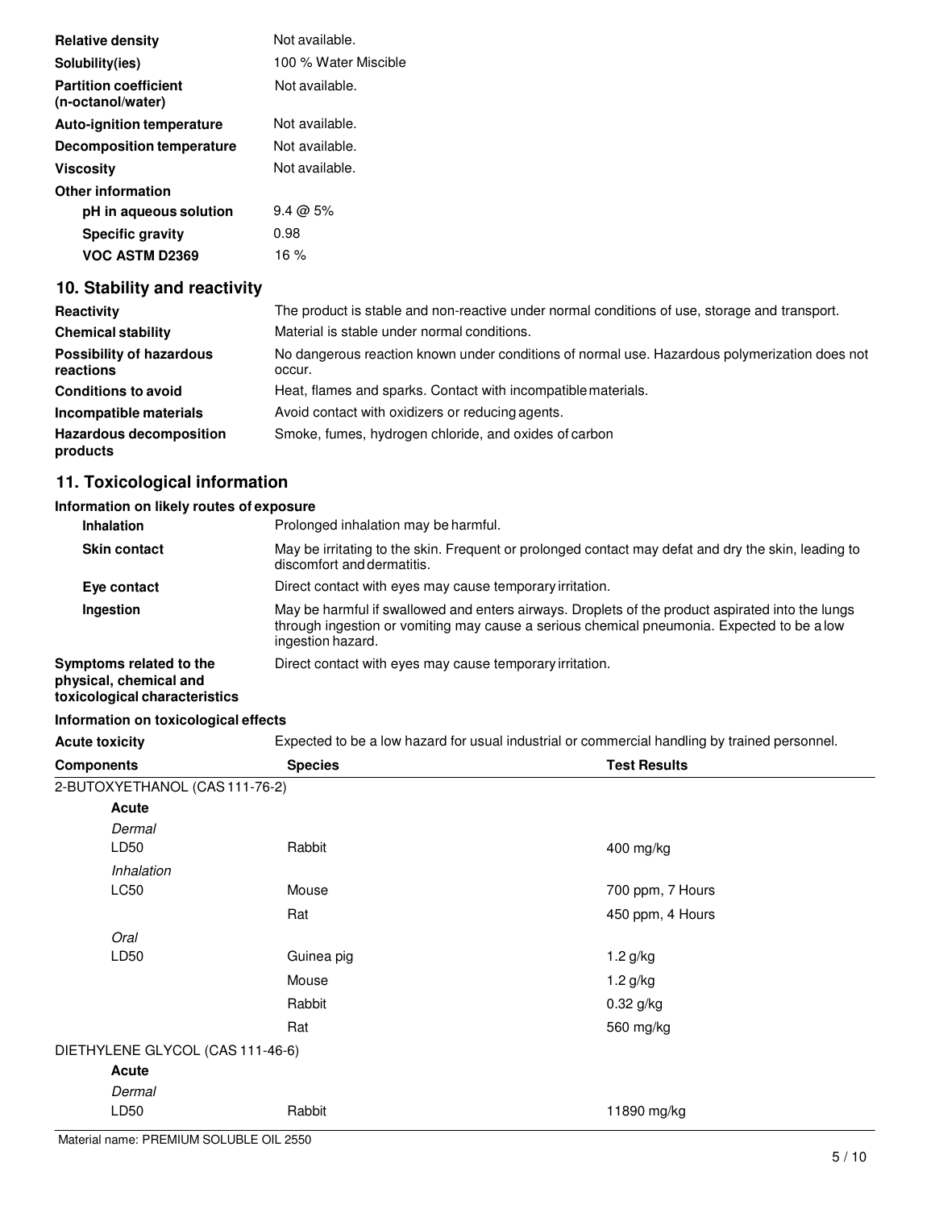| | |
|---|---|
| **Relative density** | Not available. |
| **Solubility(ies)** | 100 % Water Miscible |
| **Partition coefficient (n-octanol/water)** | Not available. |
| **Auto-ignition temperature** | Not available. |
| **Decomposition temperature** | Not available. |
| **Viscosity** | Not available. |
| **Other information** | |
| **pH in aqueous solution** | 9.4 @ 5% |
| **Specific gravity** | 0.98 |
| **VOC ASTM D2369** | 16 % |

## 10. Stability and reactivity

| | |
|---|---|
| **Reactivity** | The product is stable and non-reactive under normal conditions of use, storage and transport. |
| **Chemical stability** | Material is stable under normal conditions. |
| **Possibility of hazardous reactions** | No dangerous reaction known under conditions of normal use. Hazardous polymerization does not occur. |
| **Conditions to avoid** | Heat, flames and sparks. Contact with incompatible materials. |
| **Incompatible materials** | Avoid contact with oxidizers or reducing agents. |
| **Hazardous decomposition products** | Smoke, fumes, hydrogen chloride, and oxides of carbon |

## 11. Toxicological information

**Information on likely routes of exposure**

| | |
|---|---|
| **Inhalation** | Prolonged inhalation may be harmful. |
| **Skin contact** | May be irritating to the skin. Frequent or prolonged contact may defat and dry the skin, leading to discomfort and dermatitis. |
| **Eye contact** | Direct contact with eyes may cause temporary irritation. |
| **Ingestion** | May be harmful if swallowed and enters airways. Droplets of the product aspirated into the lungs through ingestion or vomiting may cause a serious chemical pneumonia. Expected to be a low ingestion hazard. |
| **Symptoms related to the physical, chemical and toxicological characteristics** | Direct contact with eyes may cause temporary irritation. |

**Information on toxicological effects**

**Acute toxicity** Expected to be a low hazard for usual industrial or commercial handling by trained personnel.

| Components | Species | Test Results |
|---|---|---|
| 2-BUTOXYETHANOL (CAS 111-76-2) | | |
| **Acute** | | |
| *Dermal* | | |
| LD50 | Rabbit | 400 mg/kg |
| *Inhalation* | | |
| LC50 | Mouse | 700 ppm, 7 Hours |
| | Rat | 450 ppm, 4 Hours |
| *Oral* | | |
| LD50 | Guinea pig | 1.2 g/kg |
| | Mouse | 1.2 g/kg |
| | Rabbit | 0.32 g/kg |
| | Rat | 560 mg/kg |
| DIETHYLENE GLYCOL (CAS 111-46-6) | | |
| **Acute** | | |
| *Dermal* | | |
| LD50 | Rabbit | 11890 mg/kg |

Material name: PREMIUM SOLUBLE OIL 2550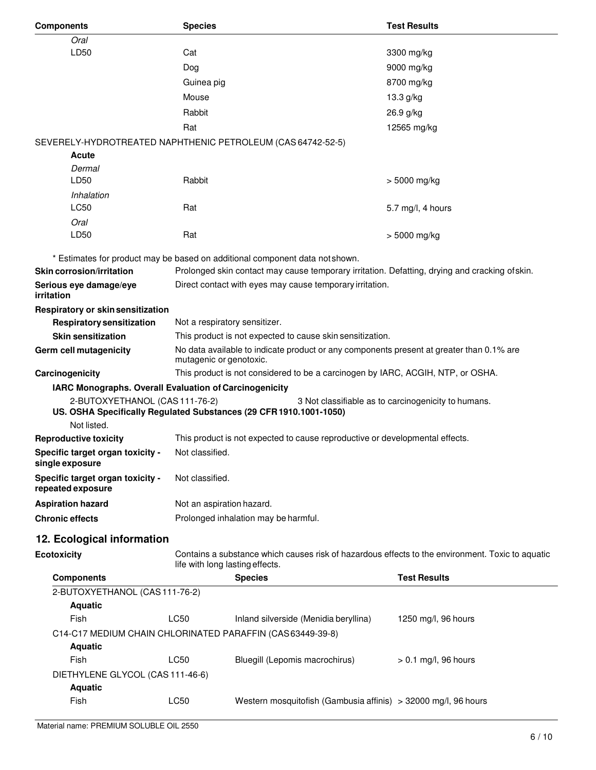| Components | Species | Test Results |
|---|---|---|
| *Oral* | | |
| LD50 | Cat | 3300 mg/kg |
| | Dog | 9000 mg/kg |
| | Guinea pig | 8700 mg/kg |
| | Mouse | 13.3 g/kg |
| | Rabbit | 26.9 g/kg |
| | Rat | 12565 mg/kg |
| SEVERELY-HYDROTREATED NAPHTHENIC PETROLEUM (CAS 64742-52-5) | | |
| **Acute** | | |
| *Dermal* | | |
| LD50 | Rabbit | > 5000 mg/kg |
| *Inhalation* | | |
| LC50 | Rat | 5.7 mg/l, 4 hours |
| *Oral* | | |
| LD50 | Rat | > 5000 mg/kg |

\* Estimates for product may be based on additional component data not shown.

**Skin corrosion/irritation** Prolonged skin contact may cause temporary irritation. Defatting, drying and cracking of skin.

**Serious eye damage/eye irritation** Direct contact with eyes may cause temporary irritation.

**Respiratory or skin sensitization**

**Respiratory sensitization** Not a respiratory sensitizer.

**Skin sensitization** This product is not expected to cause skin sensitization.

**Germ cell mutagenicity** No data available to indicate product or any components present at greater than 0.1% are mutagenic or genotoxic.

**Carcinogenicity** This product is not considered to be a carcinogen by IARC, ACGIH, NTP, or OSHA.

**IARC Monographs. Overall Evaluation of Carcinogenicity**

2-BUTOXYETHANOL (CAS 111-76-2) 3 Not classifiable as to carcinogenicity to humans.

**US. OSHA Specifically Regulated Substances (29 CFR 1910.1001-1050)**

Not listed.

**Reproductive toxicity** This product is not expected to cause reproductive or developmental effects.

**Specific target organ toxicity - single exposure** Not classified.

**Specific target organ toxicity - repeated exposure** Not classified.

**Aspiration hazard** Not an aspiration hazard.

**Chronic effects** Prolonged inhalation may be harmful.

## 12. Ecological information

**Ecotoxicity** Contains a substance which causes risk of hazardous effects to the environment. Toxic to aquatic life with long lasting effects.

| Components | | Species | Test Results |
|---|---|---|---|
| 2-BUTOXYETHANOL (CAS 111-76-2) | | | |
| **Aquatic** | | | |
| Fish | LC50 | Inland silverside (Menidia beryllina) | 1250 mg/l, 96 hours |
| C14-C17 MEDIUM CHAIN CHLORINATED PARAFFIN (CAS 63449-39-8) | | | |
| **Aquatic** | | | |
| Fish | LC50 | Bluegill (Lepomis macrochirus) | > 0.1 mg/l, 96 hours |
| DIETHYLENE GLYCOL (CAS 111-46-6) | | | |
| **Aquatic** | | | |
| Fish | LC50 | Western mosquitofish (Gambusia affinis) | > 32000 mg/l, 96 hours |

Material name: PREMIUM SOLUBLE OIL 2550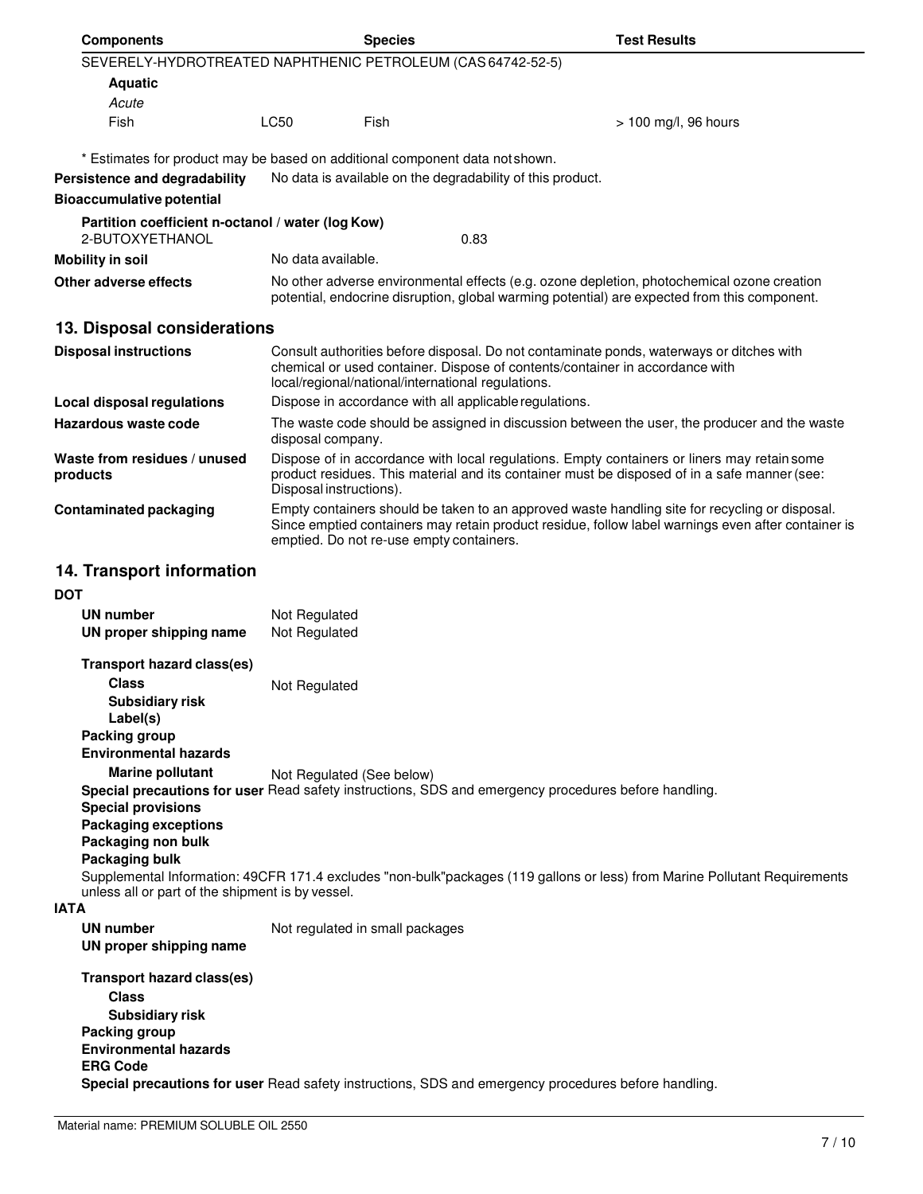| Components | | Species | Test Results |
|---|---|---|---|
| SEVERELY-HYDROTREATED NAPHTHENIC PETROLEUM (CAS 64742-52-5) | | | |
| **Aquatic** | | | |
| *Acute* | | | |
| Fish | LC50 | Fish | > 100 mg/l, 96 hours |

\* Estimates for product may be based on additional component data not shown.

**Persistence and degradability** No data is available on the degradability of this product.

**Bioaccumulative potential**

**Partition coefficient n-octanol / water (log Kow)**

| | |
|---|---|
| 2-BUTOXYETHANOL | 0.83 |

**Mobility in soil** No data available.

**Other adverse effects** No other adverse environmental effects (e.g. ozone depletion, photochemical ozone creation potential, endocrine disruption, global warming potential) are expected from this component.

## 13. Disposal considerations

**Disposal instructions** Consult authorities before disposal. Do not contaminate ponds, waterways or ditches with chemical or used container. Dispose of contents/container in accordance with local/regional/national/international regulations.

**Local disposal regulations** Dispose in accordance with all applicable regulations.

**Hazardous waste code** The waste code should be assigned in discussion between the user, the producer and the waste disposal company.

**Waste from residues / unused products** Dispose of in accordance with local regulations. Empty containers or liners may retain some product residues. This material and its container must be disposed of in a safe manner (see: Disposal instructions).

**Contaminated packaging** Empty containers should be taken to an approved waste handling site for recycling or disposal. Since emptied containers may retain product residue, follow label warnings even after container is emptied. Do not re-use empty containers.

## 14. Transport information

**DOT**

**UN number** Not Regulated

**UN proper shipping name** Not Regulated

**Transport hazard class(es)**

**Class** Not Regulated

**Subsidiary risk**

**Label(s)**

**Packing group**

**Environmental hazards**

**Marine pollutant** Not Regulated (See below)

**Special precautions for user** Read safety instructions, SDS and emergency procedures before handling.

**Special provisions**

**Packaging exceptions**

**Packaging non bulk**

**Packaging bulk**

Supplemental Information: 49CFR 171.4 excludes "non-bulk"packages (119 gallons or less) from Marine Pollutant Requirements unless all or part of the shipment is by vessel.

**IATA**

**UN number** Not regulated in small packages

**UN proper shipping name**

**Transport hazard class(es)**

**Class**

**Subsidiary risk**

**Packing group**

**Environmental hazards**

**ERG Code**

**Special precautions for user** Read safety instructions, SDS and emergency procedures before handling.

Material name: PREMIUM SOLUBLE OIL 2550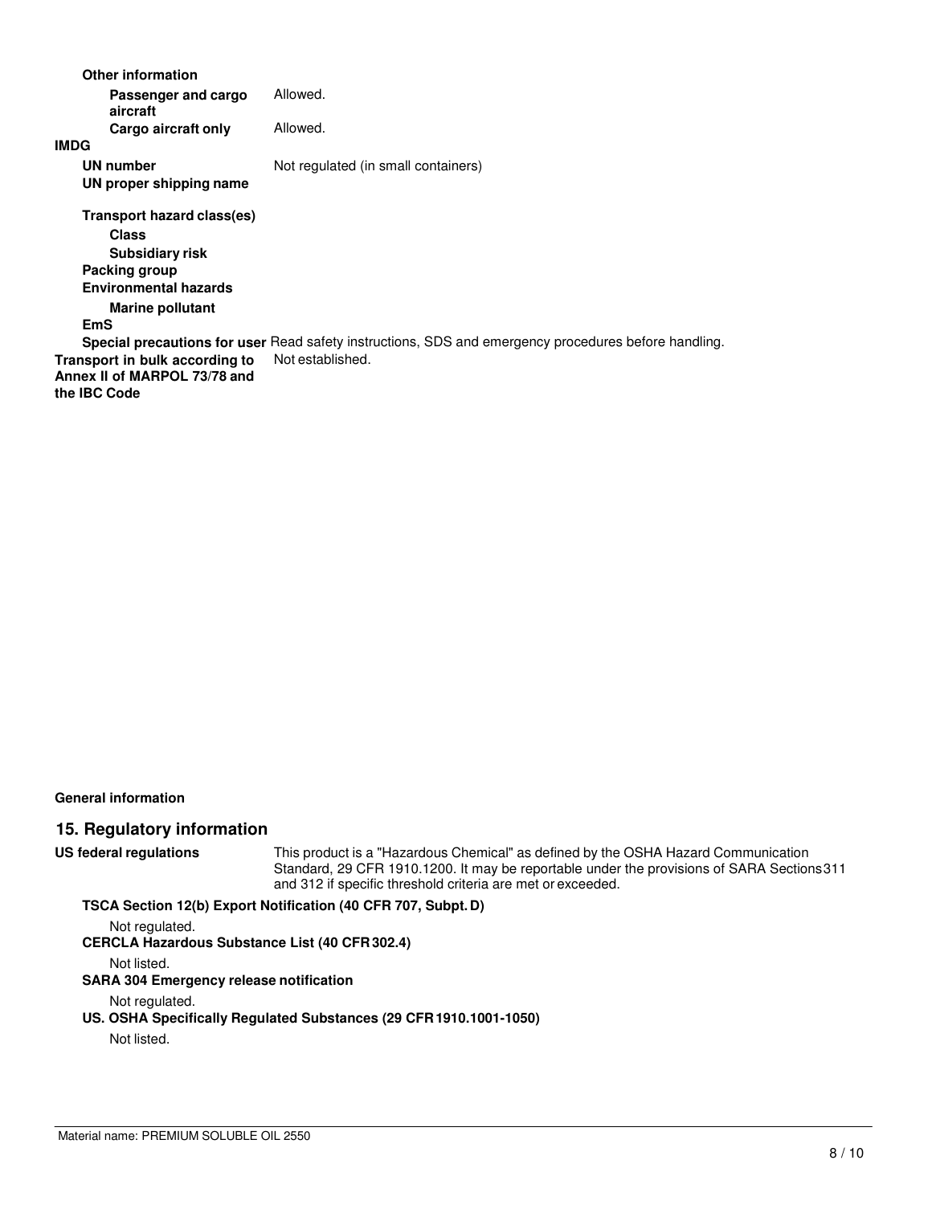**Other information**

**Passenger and cargo aircraft** Allowed.

**Cargo aircraft only** Allowed.

**IMDG**

**UN number** Not regulated (in small containers)

**UN proper shipping name**

**Transport hazard class(es)**

**Class**

**Subsidiary risk**

**Packing group**

**Environmental hazards**

**Marine pollutant**

**EmS**

**Special precautions for user** Read safety instructions, SDS and emergency procedures before handling.

**Transport in bulk according to Annex II of MARPOL 73/78 and the IBC Code** Not established.

**General information**

## 15. Regulatory information

**US federal regulations** This product is a "Hazardous Chemical" as defined by the OSHA Hazard Communication Standard, 29 CFR 1910.1200. It may be reportable under the provisions of SARA Sections 311 and 312 if specific threshold criteria are met or exceeded.

**TSCA Section 12(b) Export Notification (40 CFR 707, Subpt. D)**

Not regulated.

**CERCLA Hazardous Substance List (40 CFR 302.4)**

Not listed.

**SARA 304 Emergency release notification**

Not regulated.

**US. OSHA Specifically Regulated Substances (29 CFR 1910.1001-1050)**

Not listed.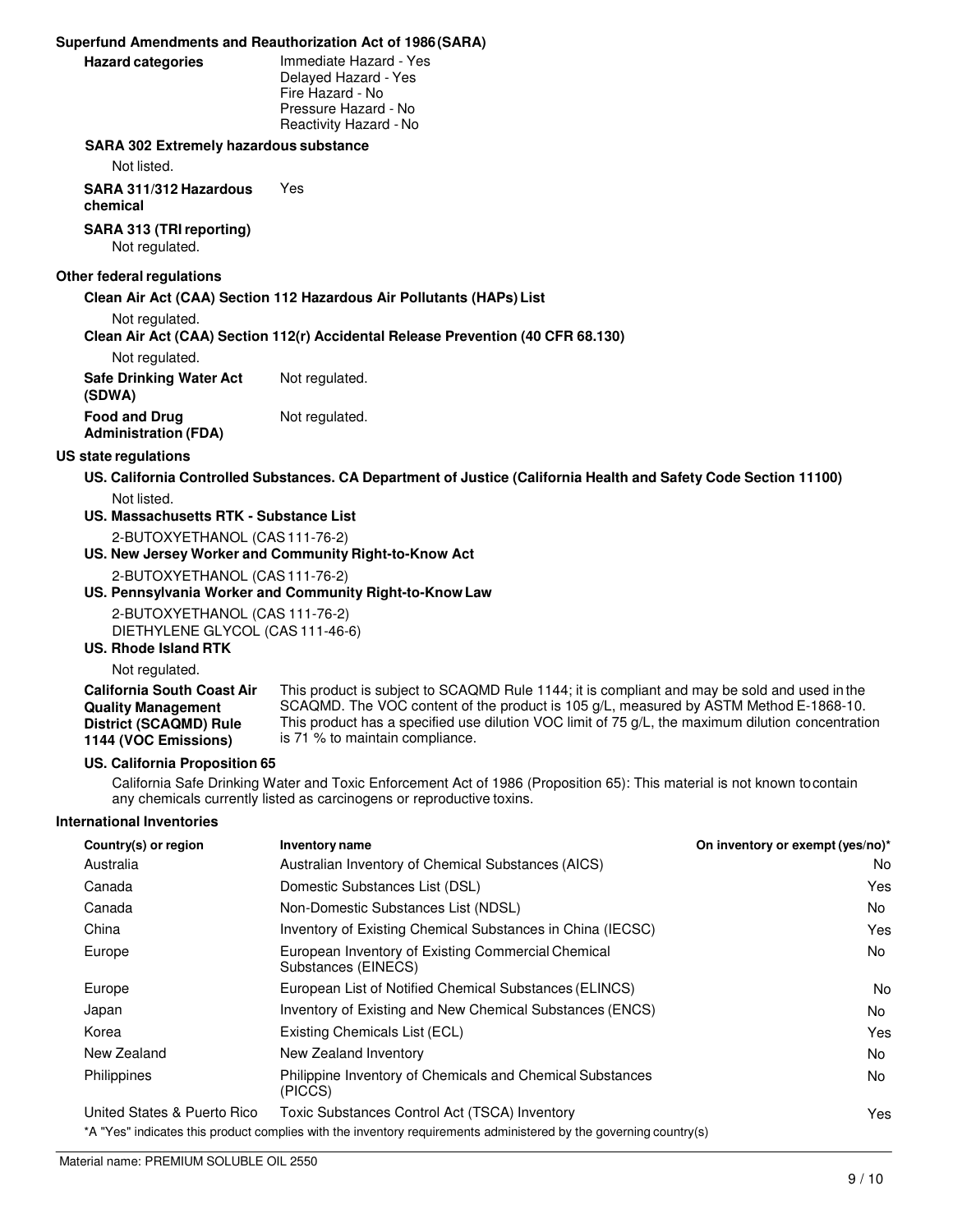### Superfund Amendments and Reauthorization Act of 1986 (SARA)

**Hazard categories**
Immediate Hazard - Yes
Delayed Hazard - Yes
Fire Hazard - No
Pressure Hazard - No
Reactivity Hazard - No

**SARA 302 Extremely hazardous substance**

Not listed.

**SARA 311/312 Hazardous chemical** Yes

**SARA 313 (TRI reporting)**

Not regulated.

### Other federal regulations

**Clean Air Act (CAA) Section 112 Hazardous Air Pollutants (HAPs) List**

Not regulated.

**Clean Air Act (CAA) Section 112(r) Accidental Release Prevention (40 CFR 68.130)**

Not regulated.

**Safe Drinking Water Act (SDWA)** Not regulated.

**Food and Drug Administration (FDA)** Not regulated.

### US state regulations

**US. California Controlled Substances. CA Department of Justice (California Health and Safety Code Section 11100)**

Not listed.

**US. Massachusetts RTK - Substance List**

2-BUTOXYETHANOL (CAS 111-76-2)

**US. New Jersey Worker and Community Right-to-Know Act**

2-BUTOXYETHANOL (CAS 111-76-2)

**US. Pennsylvania Worker and Community Right-to-Know Law**

2-BUTOXYETHANOL (CAS 111-76-2)
DIETHYLENE GLYCOL (CAS 111-46-6)

**US. Rhode Island RTK**

Not regulated.

**California South Coast Air Quality Management District (SCAQMD) Rule 1144 (VOC Emissions)**
This product is subject to SCAQMD Rule 1144; it is compliant and may be sold and used in the SCAQMD. The VOC content of the product is 105 g/L, measured by ASTM Method E-1868-10. This product has a specified use dilution VOC limit of 75 g/L, the maximum dilution concentration is 71 % to maintain compliance.

**US. California Proposition 65**

California Safe Drinking Water and Toxic Enforcement Act of 1986 (Proposition 65): This material is not known to contain any chemicals currently listed as carcinogens or reproductive toxins.

### International Inventories

| Country(s) or region | Inventory name | On inventory or exempt (yes/no)* |
|---|---|---|
| Australia | Australian Inventory of Chemical Substances (AICS) | No |
| Canada | Domestic Substances List (DSL) | Yes |
| Canada | Non-Domestic Substances List (NDSL) | No |
| China | Inventory of Existing Chemical Substances in China (IECSC) | Yes |
| Europe | European Inventory of Existing Commercial Chemical Substances (EINECS) | No |
| Europe | European List of Notified Chemical Substances (ELINCS) | No |
| Japan | Inventory of Existing and New Chemical Substances (ENCS) | No |
| Korea | Existing Chemicals List (ECL) | Yes |
| New Zealand | New Zealand Inventory | No |
| Philippines | Philippine Inventory of Chemicals and Chemical Substances (PICCS) | No |
| United States & Puerto Rico | Toxic Substances Control Act (TSCA) Inventory | Yes |

*A "Yes" indicates this product complies with the inventory requirements administered by the governing country(s)

Material name: PREMIUM SOLUBLE OIL 2550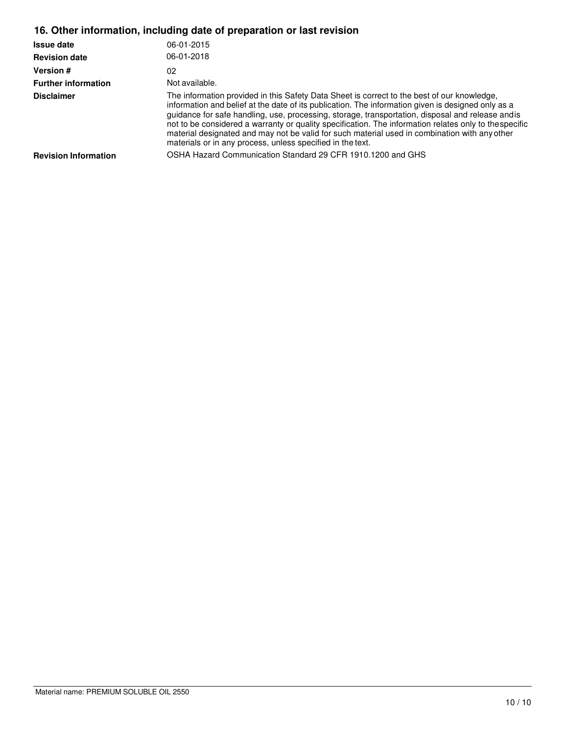## 16. Other information, including date of preparation or last revision

| | |
|---|---|
| **Issue date** | 06-01-2015 |
| **Revision date** | 06-01-2018 |
| **Version #** | 02 |
| **Further information** | Not available. |
| **Disclaimer** | The information provided in this Safety Data Sheet is correct to the best of our knowledge, information and belief at the date of its publication. The information given is designed only as a guidance for safe handling, use, processing, storage, transportation, disposal and release andis not to be considered a warranty or quality specification. The information relates only to thespecific material designated and may not be valid for such material used in combination with anyother materials or in any process, unless specified in the text. |
| **Revision Information** | OSHA Hazard Communication Standard 29 CFR 1910.1200 and GHS |

Material name: PREMIUM SOLUBLE OIL 2550